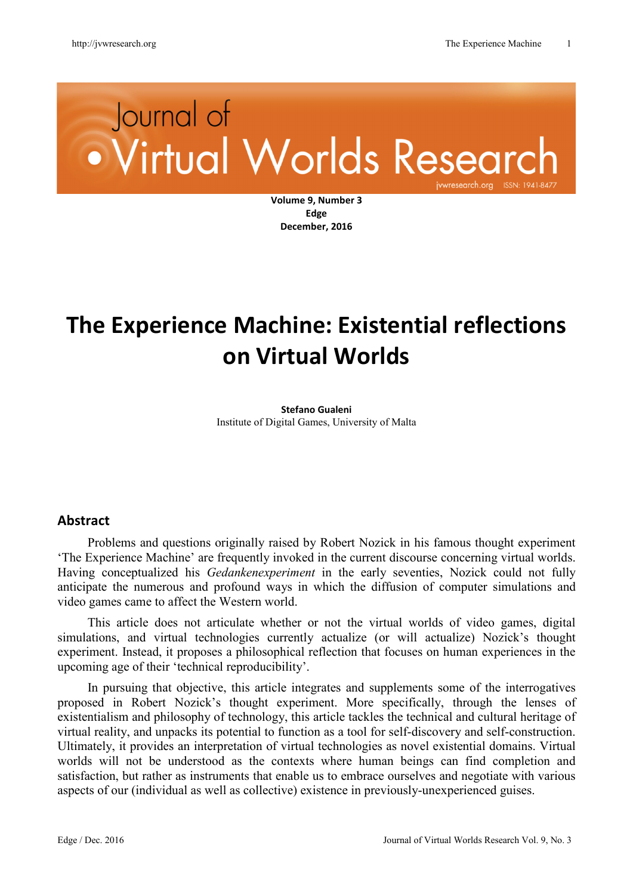Volume 9, Number 3
**Edge**
**December, 2016**

# The Experience Machine: Existential reflections on Virtual Worlds

**Stefano Gualeni**
Institute of Digital Games, University of Malta

## Abstract

Problems and questions originally raised by Robert Nozick in his famous thought experiment 'The Experience Machine' are frequently invoked in the current discourse concerning virtual worlds. Having conceptualized his *Gedankenexperiment* in the early seventies, Nozick could not fully anticipate the numerous and profound ways in which the diffusion of computer simulations and video games came to affect the Western world.

This article does not articulate whether or not the virtual worlds of video games, digital simulations, and virtual technologies currently actualize (or will actualize) Nozick's thought experiment. Instead, it proposes a philosophical reflection that focuses on human experiences in the upcoming age of their 'technical reproducibility'.

In pursuing that objective, this article integrates and supplements some of the interrogatives proposed in Robert Nozick's thought experiment. More specifically, through the lenses of existentialism and philosophy of technology, this article tackles the technical and cultural heritage of virtual reality, and unpacks its potential to function as a tool for self-discovery and self-construction. Ultimately, it provides an interpretation of virtual technologies as novel existential domains. Virtual worlds will not be understood as the contexts where human beings can find completion and satisfaction, but rather as instruments that enable us to embrace ourselves and negotiate with various aspects of our (individual as well as collective) existence in previously-unexperienced guises.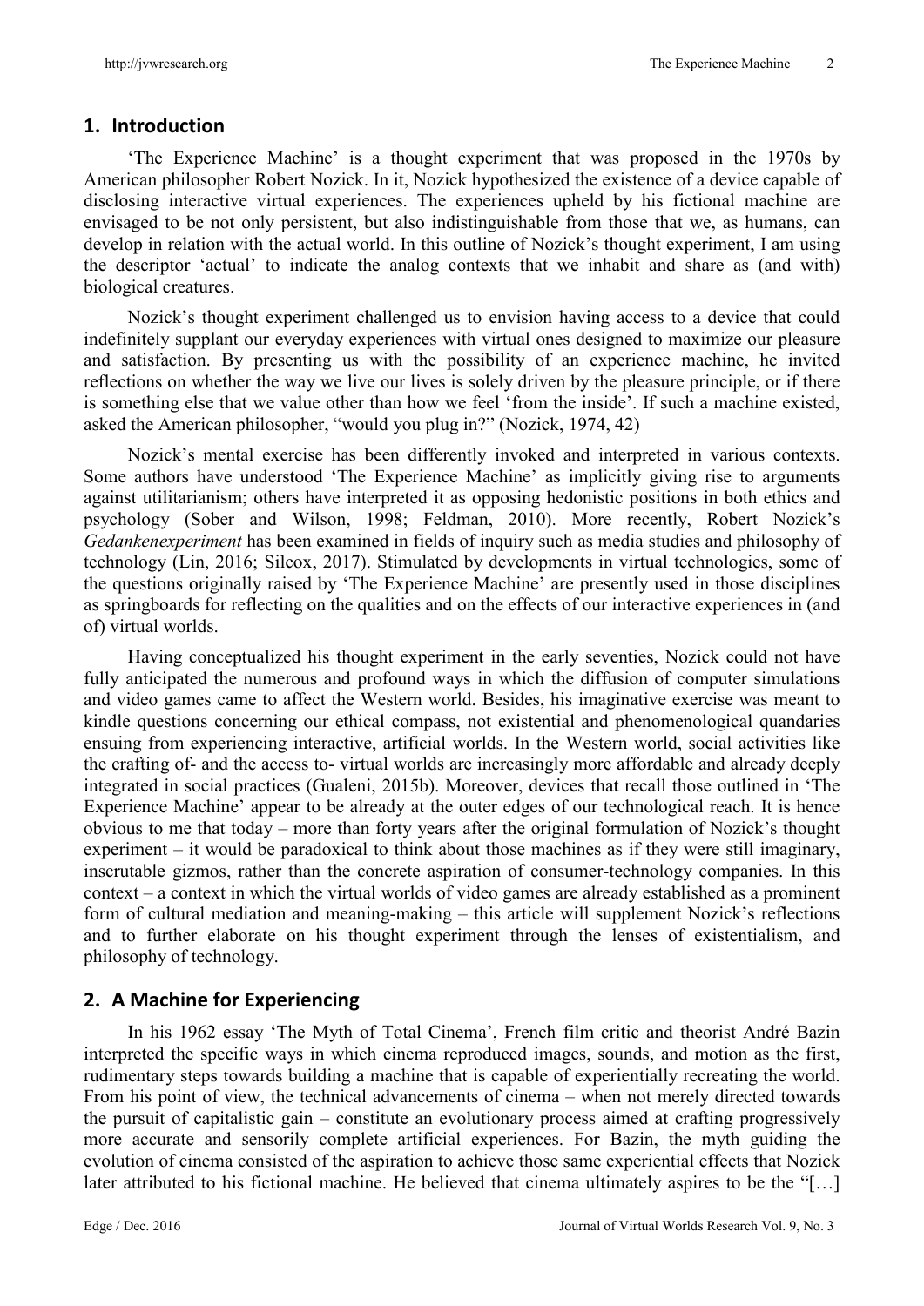## 1. Introduction

'The Experience Machine' is a thought experiment that was proposed in the 1970s by American philosopher Robert Nozick. In it, Nozick hypothesized the existence of a device capable of disclosing interactive virtual experiences. The experiences upheld by his fictional machine are envisaged to be not only persistent, but also indistinguishable from those that we, as humans, can develop in relation with the actual world. In this outline of Nozick's thought experiment, I am using the descriptor 'actual' to indicate the analog contexts that we inhabit and share as (and with) biological creatures.

Nozick's thought experiment challenged us to envision having access to a device that could indefinitely supplant our everyday experiences with virtual ones designed to maximize our pleasure and satisfaction. By presenting us with the possibility of an experience machine, he invited reflections on whether the way we live our lives is solely driven by the pleasure principle, or if there is something else that we value other than how we feel 'from the inside'. If such a machine existed, asked the American philosopher, "would you plug in?" (Nozick, 1974, 42)

Nozick's mental exercise has been differently invoked and interpreted in various contexts. Some authors have understood 'The Experience Machine' as implicitly giving rise to arguments against utilitarianism; others have interpreted it as opposing hedonistic positions in both ethics and psychology (Sober and Wilson, 1998; Feldman, 2010). More recently, Robert Nozick's *Gedankenexperiment* has been examined in fields of inquiry such as media studies and philosophy of technology (Lin, 2016; Silcox, 2017). Stimulated by developments in virtual technologies, some of the questions originally raised by 'The Experience Machine' are presently used in those disciplines as springboards for reflecting on the qualities and on the effects of our interactive experiences in (and of) virtual worlds.

Having conceptualized his thought experiment in the early seventies, Nozick could not have fully anticipated the numerous and profound ways in which the diffusion of computer simulations and video games came to affect the Western world. Besides, his imaginative exercise was meant to kindle questions concerning our ethical compass, not existential and phenomenological quandaries ensuing from experiencing interactive, artificial worlds. In the Western world, social activities like the crafting of- and the access to- virtual worlds are increasingly more affordable and already deeply integrated in social practices (Gualeni, 2015b). Moreover, devices that recall those outlined in 'The Experience Machine' appear to be already at the outer edges of our technological reach. It is hence obvious to me that today – more than forty years after the original formulation of Nozick's thought experiment – it would be paradoxical to think about those machines as if they were still imaginary, inscrutable gizmos, rather than the concrete aspiration of consumer-technology companies. In this context – a context in which the virtual worlds of video games are already established as a prominent form of cultural mediation and meaning-making – this article will supplement Nozick's reflections and to further elaborate on his thought experiment through the lenses of existentialism, and philosophy of technology.

## 2. A Machine for Experiencing

In his 1962 essay 'The Myth of Total Cinema', French film critic and theorist André Bazin interpreted the specific ways in which cinema reproduced images, sounds, and motion as the first, rudimentary steps towards building a machine that is capable of experientially recreating the world. From his point of view, the technical advancements of cinema – when not merely directed towards the pursuit of capitalistic gain – constitute an evolutionary process aimed at crafting progressively more accurate and sensorily complete artificial experiences. For Bazin, the myth guiding the evolution of cinema consisted of the aspiration to achieve those same experiential effects that Nozick later attributed to his fictional machine. He believed that cinema ultimately aspires to be the "[…]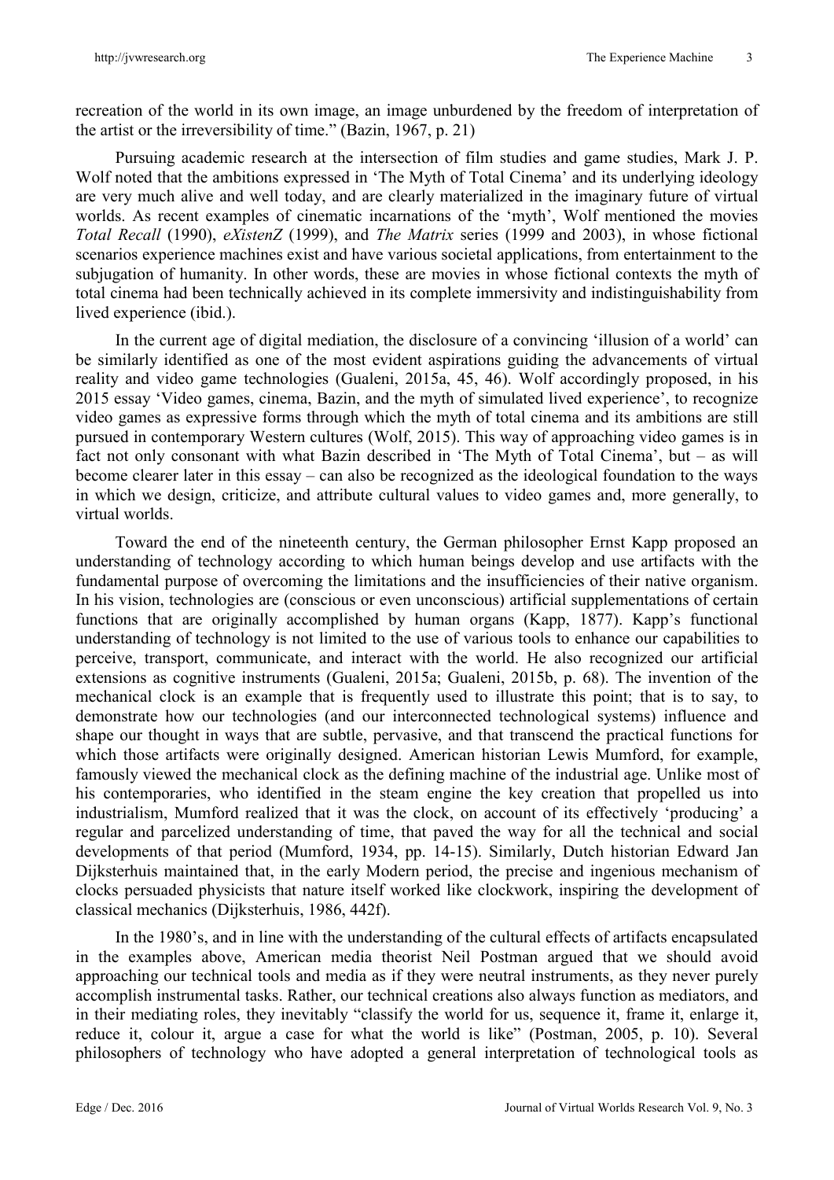recreation of the world in its own image, an image unburdened by the freedom of interpretation of the artist or the irreversibility of time." (Bazin, 1967, p. 21)

Pursuing academic research at the intersection of film studies and game studies, Mark J. P. Wolf noted that the ambitions expressed in 'The Myth of Total Cinema' and its underlying ideology are very much alive and well today, and are clearly materialized in the imaginary future of virtual worlds. As recent examples of cinematic incarnations of the 'myth', Wolf mentioned the movies *Total Recall* (1990), *eXistenZ* (1999), and *The Matrix* series (1999 and 2003), in whose fictional scenarios experience machines exist and have various societal applications, from entertainment to the subjugation of humanity. In other words, these are movies in whose fictional contexts the myth of total cinema had been technically achieved in its complete immersivity and indistinguishability from lived experience (ibid.).

In the current age of digital mediation, the disclosure of a convincing 'illusion of a world' can be similarly identified as one of the most evident aspirations guiding the advancements of virtual reality and video game technologies (Gualeni, 2015a, 45, 46). Wolf accordingly proposed, in his 2015 essay 'Video games, cinema, Bazin, and the myth of simulated lived experience', to recognize video games as expressive forms through which the myth of total cinema and its ambitions are still pursued in contemporary Western cultures (Wolf, 2015). This way of approaching video games is in fact not only consonant with what Bazin described in 'The Myth of Total Cinema', but – as will become clearer later in this essay – can also be recognized as the ideological foundation to the ways in which we design, criticize, and attribute cultural values to video games and, more generally, to virtual worlds.

Toward the end of the nineteenth century, the German philosopher Ernst Kapp proposed an understanding of technology according to which human beings develop and use artifacts with the fundamental purpose of overcoming the limitations and the insufficiencies of their native organism. In his vision, technologies are (conscious or even unconscious) artificial supplementations of certain functions that are originally accomplished by human organs (Kapp, 1877). Kapp's functional understanding of technology is not limited to the use of various tools to enhance our capabilities to perceive, transport, communicate, and interact with the world. He also recognized our artificial extensions as cognitive instruments (Gualeni, 2015a; Gualeni, 2015b, p. 68). The invention of the mechanical clock is an example that is frequently used to illustrate this point; that is to say, to demonstrate how our technologies (and our interconnected technological systems) influence and shape our thought in ways that are subtle, pervasive, and that transcend the practical functions for which those artifacts were originally designed. American historian Lewis Mumford, for example, famously viewed the mechanical clock as the defining machine of the industrial age. Unlike most of his contemporaries, who identified in the steam engine the key creation that propelled us into industrialism, Mumford realized that it was the clock, on account of its effectively 'producing' a regular and parcelized understanding of time, that paved the way for all the technical and social developments of that period (Mumford, 1934, pp. 14-15). Similarly, Dutch historian Edward Jan Dijksterhuis maintained that, in the early Modern period, the precise and ingenious mechanism of clocks persuaded physicists that nature itself worked like clockwork, inspiring the development of classical mechanics (Dijksterhuis, 1986, 442f).

In the 1980's, and in line with the understanding of the cultural effects of artifacts encapsulated in the examples above, American media theorist Neil Postman argued that we should avoid approaching our technical tools and media as if they were neutral instruments, as they never purely accomplish instrumental tasks. Rather, our technical creations also always function as mediators, and in their mediating roles, they inevitably "classify the world for us, sequence it, frame it, enlarge it, reduce it, colour it, argue a case for what the world is like" (Postman, 2005, p. 10). Several philosophers of technology who have adopted a general interpretation of technological tools as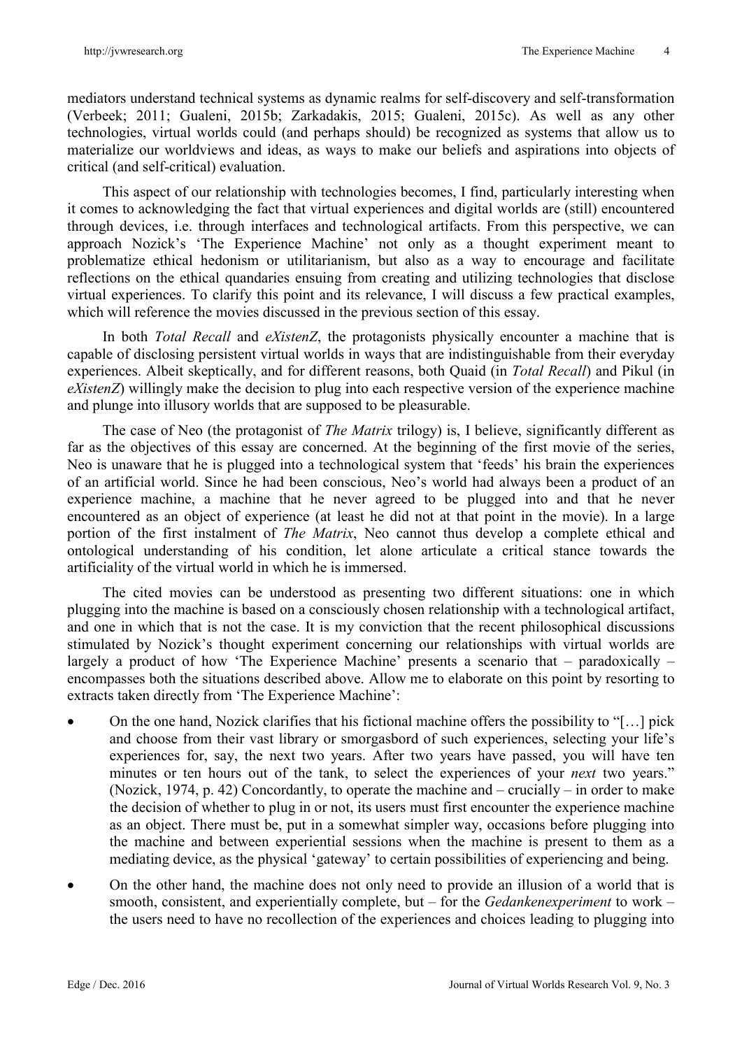mediators understand technical systems as dynamic realms for self-discovery and self-transformation (Verbeek; 2011; Gualeni, 2015b; Zarkadakis, 2015; Gualeni, 2015c). As well as any other technologies, virtual worlds could (and perhaps should) be recognized as systems that allow us to materialize our worldviews and ideas, as ways to make our beliefs and aspirations into objects of critical (and self-critical) evaluation.

This aspect of our relationship with technologies becomes, I find, particularly interesting when it comes to acknowledging the fact that virtual experiences and digital worlds are (still) encountered through devices, i.e. through interfaces and technological artifacts. From this perspective, we can approach Nozick's 'The Experience Machine' not only as a thought experiment meant to problematize ethical hedonism or utilitarianism, but also as a way to encourage and facilitate reflections on the ethical quandaries ensuing from creating and utilizing technologies that disclose virtual experiences. To clarify this point and its relevance, I will discuss a few practical examples, which will reference the movies discussed in the previous section of this essay.

In both *Total Recall* and *eXistenZ*, the protagonists physically encounter a machine that is capable of disclosing persistent virtual worlds in ways that are indistinguishable from their everyday experiences. Albeit skeptically, and for different reasons, both Quaid (in *Total Recall*) and Pikul (in *eXistenZ*) willingly make the decision to plug into each respective version of the experience machine and plunge into illusory worlds that are supposed to be pleasurable.

The case of Neo (the protagonist of *The Matrix* trilogy) is, I believe, significantly different as far as the objectives of this essay are concerned. At the beginning of the first movie of the series, Neo is unaware that he is plugged into a technological system that 'feeds' his brain the experiences of an artificial world. Since he had been conscious, Neo's world had always been a product of an experience machine, a machine that he never agreed to be plugged into and that he never encountered as an object of experience (at least he did not at that point in the movie). In a large portion of the first instalment of *The Matrix*, Neo cannot thus develop a complete ethical and ontological understanding of his condition, let alone articulate a critical stance towards the artificiality of the virtual world in which he is immersed.

The cited movies can be understood as presenting two different situations: one in which plugging into the machine is based on a consciously chosen relationship with a technological artifact, and one in which that is not the case. It is my conviction that the recent philosophical discussions stimulated by Nozick's thought experiment concerning our relationships with virtual worlds are largely a product of how 'The Experience Machine' presents a scenario that – paradoxically – encompasses both the situations described above. Allow me to elaborate on this point by resorting to extracts taken directly from 'The Experience Machine':

- On the one hand, Nozick clarifies that his fictional machine offers the possibility to "[…] pick and choose from their vast library or smorgasbord of such experiences, selecting your life's experiences for, say, the next two years. After two years have passed, you will have ten minutes or ten hours out of the tank, to select the experiences of your *next* two years." (Nozick, 1974, p. 42) Concordantly, to operate the machine and – crucially – in order to make the decision of whether to plug in or not, its users must first encounter the experience machine as an object. There must be, put in a somewhat simpler way, occasions before plugging into the machine and between experiential sessions when the machine is present to them as a mediating device, as the physical 'gateway' to certain possibilities of experiencing and being.
- On the other hand, the machine does not only need to provide an illusion of a world that is smooth, consistent, and experientially complete, but – for the *Gedankenexperiment* to work – the users need to have no recollection of the experiences and choices leading to plugging into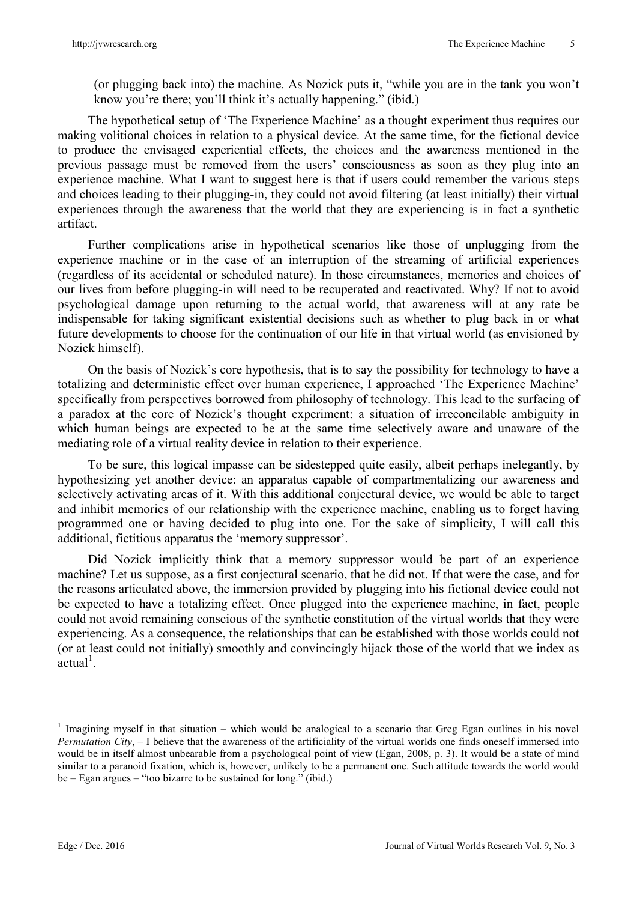(or plugging back into) the machine. As Nozick puts it, "while you are in the tank you won't know you're there; you'll think it's actually happening." (ibid.)

The hypothetical setup of 'The Experience Machine' as a thought experiment thus requires our making volitional choices in relation to a physical device. At the same time, for the fictional device to produce the envisaged experiential effects, the choices and the awareness mentioned in the previous passage must be removed from the users' consciousness as soon as they plug into an experience machine. What I want to suggest here is that if users could remember the various steps and choices leading to their plugging-in, they could not avoid filtering (at least initially) their virtual experiences through the awareness that the world that they are experiencing is in fact a synthetic artifact.

Further complications arise in hypothetical scenarios like those of unplugging from the experience machine or in the case of an interruption of the streaming of artificial experiences (regardless of its accidental or scheduled nature). In those circumstances, memories and choices of our lives from before plugging-in will need to be recuperated and reactivated. Why? If not to avoid psychological damage upon returning to the actual world, that awareness will at any rate be indispensable for taking significant existential decisions such as whether to plug back in or what future developments to choose for the continuation of our life in that virtual world (as envisioned by Nozick himself).

On the basis of Nozick's core hypothesis, that is to say the possibility for technology to have a totalizing and deterministic effect over human experience, I approached 'The Experience Machine' specifically from perspectives borrowed from philosophy of technology. This lead to the surfacing of a paradox at the core of Nozick's thought experiment: a situation of irreconcilable ambiguity in which human beings are expected to be at the same time selectively aware and unaware of the mediating role of a virtual reality device in relation to their experience.

To be sure, this logical impasse can be sidestepped quite easily, albeit perhaps inelegantly, by hypothesizing yet another device: an apparatus capable of compartmentalizing our awareness and selectively activating areas of it. With this additional conjectural device, we would be able to target and inhibit memories of our relationship with the experience machine, enabling us to forget having programmed one or having decided to plug into one. For the sake of simplicity, I will call this additional, fictitious apparatus the 'memory suppressor'.

Did Nozick implicitly think that a memory suppressor would be part of an experience machine? Let us suppose, as a first conjectural scenario, that he did not. If that were the case, and for the reasons articulated above, the immersion provided by plugging into his fictional device could not be expected to have a totalizing effect. Once plugged into the experience machine, in fact, people could not avoid remaining conscious of the synthetic constitution of the virtual worlds that they were experiencing. As a consequence, the relationships that can be established with those worlds could not (or at least could not initially) smoothly and convincingly hijack those of the world that we index as actual[1].

---

[1] Imagining myself in that situation – which would be analogical to a scenario that Greg Egan outlines in his novel *Permutation City*, – I believe that the awareness of the artificiality of the virtual worlds one finds oneself immersed into would be in itself almost unbearable from a psychological point of view (Egan, 2008, p. 3). It would be a state of mind similar to a paranoid fixation, which is, however, unlikely to be a permanent one. Such attitude towards the world would be – Egan argues – "too bizarre to be sustained for long." (ibid.)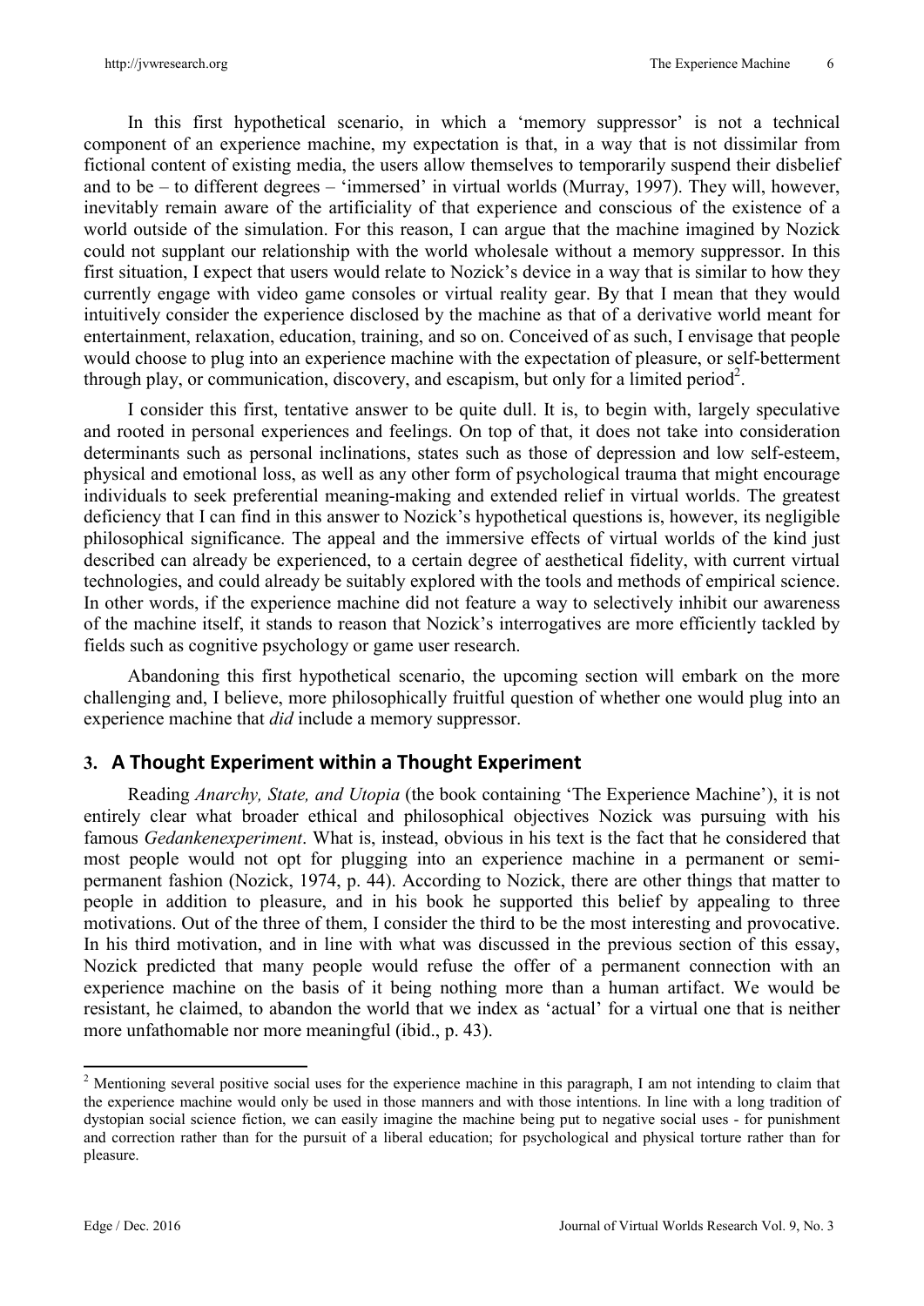In this first hypothetical scenario, in which a 'memory suppressor' is not a technical component of an experience machine, my expectation is that, in a way that is not dissimilar from fictional content of existing media, the users allow themselves to temporarily suspend their disbelief and to be – to different degrees – 'immersed' in virtual worlds (Murray, 1997). They will, however, inevitably remain aware of the artificiality of that experience and conscious of the existence of a world outside of the simulation. For this reason, I can argue that the machine imagined by Nozick could not supplant our relationship with the world wholesale without a memory suppressor. In this first situation, I expect that users would relate to Nozick's device in a way that is similar to how they currently engage with video game consoles or virtual reality gear. By that I mean that they would intuitively consider the experience disclosed by the machine as that of a derivative world meant for entertainment, relaxation, education, training, and so on. Conceived of as such, I envisage that people would choose to plug into an experience machine with the expectation of pleasure, or self-betterment through play, or communication, discovery, and escapism, but only for a limited period[2].

I consider this first, tentative answer to be quite dull. It is, to begin with, largely speculative and rooted in personal experiences and feelings. On top of that, it does not take into consideration determinants such as personal inclinations, states such as those of depression and low self-esteem, physical and emotional loss, as well as any other form of psychological trauma that might encourage individuals to seek preferential meaning-making and extended relief in virtual worlds. The greatest deficiency that I can find in this answer to Nozick's hypothetical questions is, however, its negligible philosophical significance. The appeal and the immersive effects of virtual worlds of the kind just described can already be experienced, to a certain degree of aesthetical fidelity, with current virtual technologies, and could already be suitably explored with the tools and methods of empirical science. In other words, if the experience machine did not feature a way to selectively inhibit our awareness of the machine itself, it stands to reason that Nozick's interrogatives are more efficiently tackled by fields such as cognitive psychology or game user research.

Abandoning this first hypothetical scenario, the upcoming section will embark on the more challenging and, I believe, more philosophically fruitful question of whether one would plug into an experience machine that *did* include a memory suppressor.

## 3. A Thought Experiment within a Thought Experiment

Reading *Anarchy, State, and Utopia* (the book containing 'The Experience Machine'), it is not entirely clear what broader ethical and philosophical objectives Nozick was pursuing with his famous *Gedankenexperiment*. What is, instead, obvious in his text is the fact that he considered that most people would not opt for plugging into an experience machine in a permanent or semi-permanent fashion (Nozick, 1974, p. 44). According to Nozick, there are other things that matter to people in addition to pleasure, and in his book he supported this belief by appealing to three motivations. Out of the three of them, I consider the third to be the most interesting and provocative. In his third motivation, and in line with what was discussed in the previous section of this essay, Nozick predicted that many people would refuse the offer of a permanent connection with an experience machine on the basis of it being nothing more than a human artifact. We would be resistant, he claimed, to abandon the world that we index as 'actual' for a virtual one that is neither more unfathomable nor more meaningful (ibid., p. 43).

---

[2] Mentioning several positive social uses for the experience machine in this paragraph, I am not intending to claim that the experience machine would only be used in those manners and with those intentions. In line with a long tradition of dystopian social science fiction, we can easily imagine the machine being put to negative social uses - for punishment and correction rather than for the pursuit of a liberal education; for psychological and physical torture rather than for pleasure.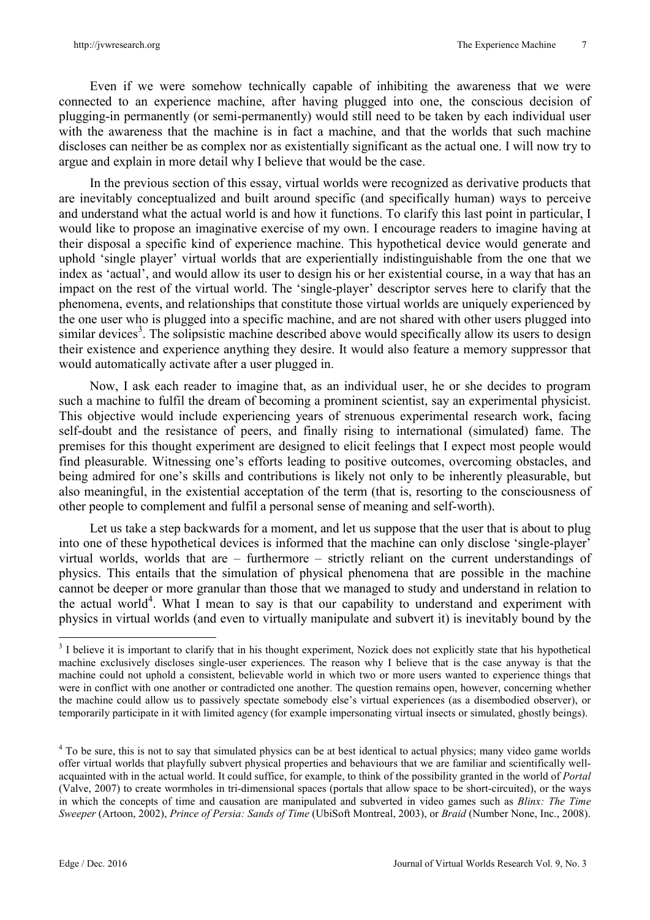Even if we were somehow technically capable of inhibiting the awareness that we were connected to an experience machine, after having plugged into one, the conscious decision of plugging-in permanently (or semi-permanently) would still need to be taken by each individual user with the awareness that the machine is in fact a machine, and that the worlds that such machine discloses can neither be as complex nor as existentially significant as the actual one. I will now try to argue and explain in more detail why I believe that would be the case.

In the previous section of this essay, virtual worlds were recognized as derivative products that are inevitably conceptualized and built around specific (and specifically human) ways to perceive and understand what the actual world is and how it functions. To clarify this last point in particular, I would like to propose an imaginative exercise of my own. I encourage readers to imagine having at their disposal a specific kind of experience machine. This hypothetical device would generate and uphold 'single player' virtual worlds that are experientially indistinguishable from the one that we index as 'actual', and would allow its user to design his or her existential course, in a way that has an impact on the rest of the virtual world. The 'single-player' descriptor serves here to clarify that the phenomena, events, and relationships that constitute those virtual worlds are uniquely experienced by the one user who is plugged into a specific machine, and are not shared with other users plugged into similar devices[3]. The solipsistic machine described above would specifically allow its users to design their existence and experience anything they desire. It would also feature a memory suppressor that would automatically activate after a user plugged in.

Now, I ask each reader to imagine that, as an individual user, he or she decides to program such a machine to fulfil the dream of becoming a prominent scientist, say an experimental physicist. This objective would include experiencing years of strenuous experimental research work, facing self-doubt and the resistance of peers, and finally rising to international (simulated) fame. The premises for this thought experiment are designed to elicit feelings that I expect most people would find pleasurable. Witnessing one's efforts leading to positive outcomes, overcoming obstacles, and being admired for one's skills and contributions is likely not only to be inherently pleasurable, but also meaningful, in the existential acceptation of the term (that is, resorting to the consciousness of other people to complement and fulfil a personal sense of meaning and self-worth).

Let us take a step backwards for a moment, and let us suppose that the user that is about to plug into one of these hypothetical devices is informed that the machine can only disclose 'single-player' virtual worlds, worlds that are – furthermore – strictly reliant on the current understandings of physics. This entails that the simulation of physical phenomena that are possible in the machine cannot be deeper or more granular than those that we managed to study and understand in relation to the actual world[4]. What I mean to say is that our capability to understand and experiment with physics in virtual worlds (and even to virtually manipulate and subvert it) is inevitably bound by the

---

[3] I believe it is important to clarify that in his thought experiment, Nozick does not explicitly state that his hypothetical machine exclusively discloses single-user experiences. The reason why I believe that is the case anyway is that the machine could not uphold a consistent, believable world in which two or more users wanted to experience things that were in conflict with one another or contradicted one another. The question remains open, however, concerning whether the machine could allow us to passively spectate somebody else's virtual experiences (as a disembodied observer), or temporarily participate in it with limited agency (for example impersonating virtual insects or simulated, ghostly beings).

[4] To be sure, this is not to say that simulated physics can be at best identical to actual physics; many video game worlds offer virtual worlds that playfully subvert physical properties and behaviours that we are familiar and scientifically well-acquainted with in the actual world. It could suffice, for example, to think of the possibility granted in the world of *Portal* (Valve, 2007) to create wormholes in tri-dimensional spaces (portals that allow space to be short-circuited), or the ways in which the concepts of time and causation are manipulated and subverted in video games such as *Blinx: The Time Sweeper* (Artoon, 2002), *Prince of Persia: Sands of Time* (UbiSoft Montreal, 2003), or *Braid* (Number None, Inc., 2008).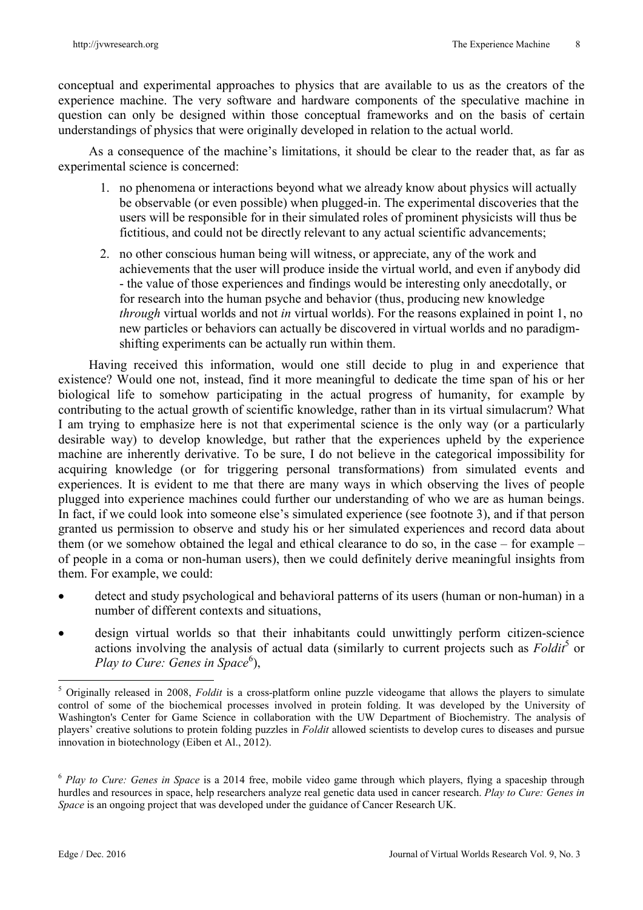conceptual and experimental approaches to physics that are available to us as the creators of the experience machine. The very software and hardware components of the speculative machine in question can only be designed within those conceptual frameworks and on the basis of certain understandings of physics that were originally developed in relation to the actual world.

As a consequence of the machine's limitations, it should be clear to the reader that, as far as experimental science is concerned:

1. no phenomena or interactions beyond what we already know about physics will actually be observable (or even possible) when plugged-in. The experimental discoveries that the users will be responsible for in their simulated roles of prominent physicists will thus be fictitious, and could not be directly relevant to any actual scientific advancements;
2. no other conscious human being will witness, or appreciate, any of the work and achievements that the user will produce inside the virtual world, and even if anybody did - the value of those experiences and findings would be interesting only anecdotally, or for research into the human psyche and behavior (thus, producing new knowledge *through* virtual worlds and not *in* virtual worlds). For the reasons explained in point 1, no new particles or behaviors can actually be discovered in virtual worlds and no paradigm-shifting experiments can be actually run within them.

Having received this information, would one still decide to plug in and experience that existence? Would one not, instead, find it more meaningful to dedicate the time span of his or her biological life to somehow participating in the actual progress of humanity, for example by contributing to the actual growth of scientific knowledge, rather than in its virtual simulacrum? What I am trying to emphasize here is not that experimental science is the only way (or a particularly desirable way) to develop knowledge, but rather that the experiences upheld by the experience machine are inherently derivative. To be sure, I do not believe in the categorical impossibility for acquiring knowledge (or for triggering personal transformations) from simulated events and experiences. It is evident to me that there are many ways in which observing the lives of people plugged into experience machines could further our understanding of who we are as human beings. In fact, if we could look into someone else's simulated experience (see footnote 3), and if that person granted us permission to observe and study his or her simulated experiences and record data about them (or we somehow obtained the legal and ethical clearance to do so, in the case – for example – of people in a coma or non-human users), then we could definitely derive meaningful insights from them. For example, we could:

- detect and study psychological and behavioral patterns of its users (human or non-human) in a number of different contexts and situations,
- design virtual worlds so that their inhabitants could unwittingly perform citizen-science actions involving the analysis of actual data (similarly to current projects such as *Foldit*[5] or *Play to Cure: Genes in Space*[6]),

[5] Originally released in 2008, *Foldit* is a cross-platform online puzzle videogame that allows the players to simulate control of some of the biochemical processes involved in protein folding. It was developed by the University of Washington's Center for Game Science in collaboration with the UW Department of Biochemistry. The analysis of players' creative solutions to protein folding puzzles in *Foldit* allowed scientists to develop cures to diseases and pursue innovation in biotechnology (Eiben et Al., 2012).

[6] *Play to Cure: Genes in Space* is a 2014 free, mobile video game through which players, flying a spaceship through hurdles and resources in space, help researchers analyze real genetic data used in cancer research. *Play to Cure: Genes in Space* is an ongoing project that was developed under the guidance of Cancer Research UK.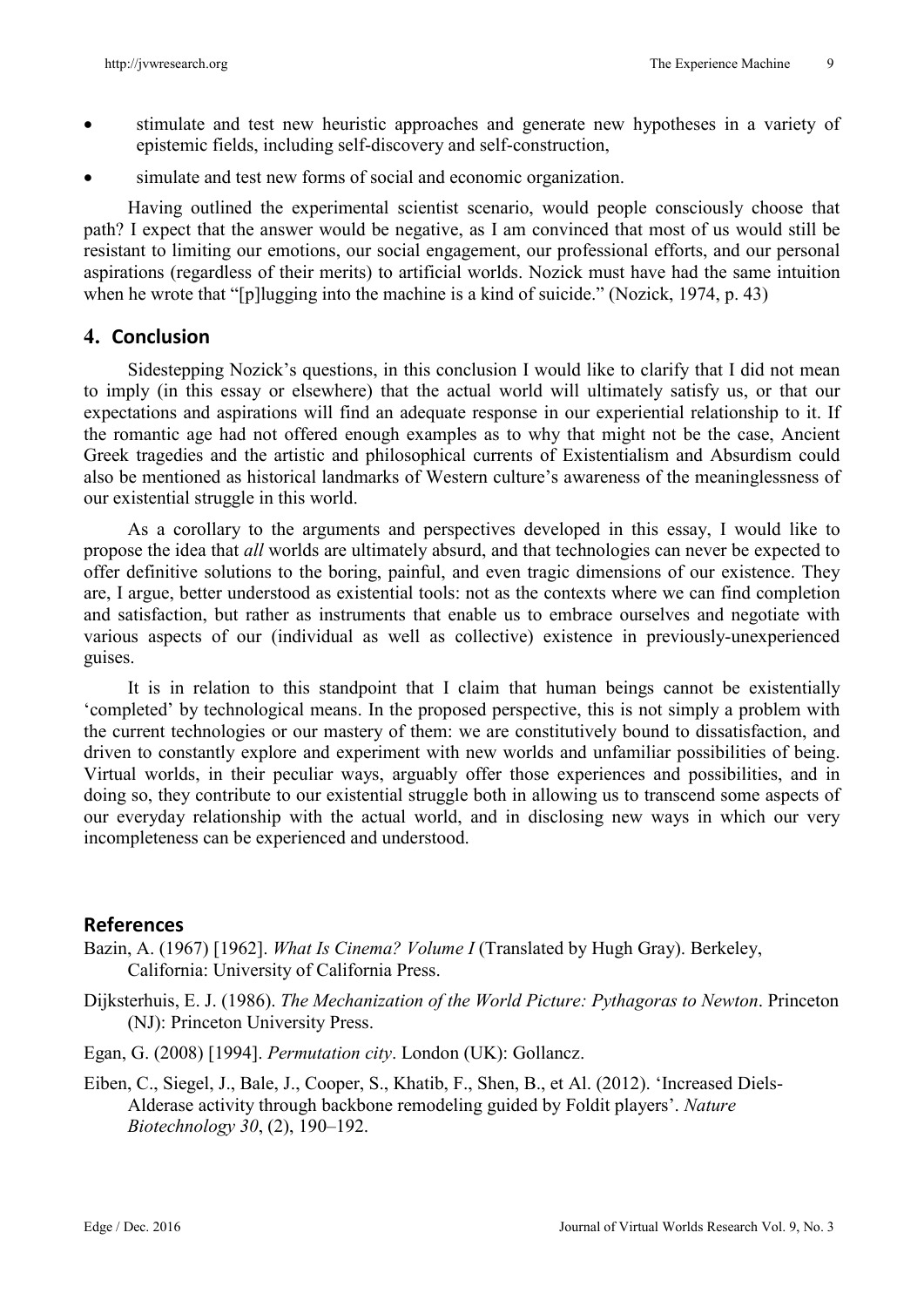- stimulate and test new heuristic approaches and generate new hypotheses in a variety of epistemic fields, including self-discovery and self-construction,
- simulate and test new forms of social and economic organization.

Having outlined the experimental scientist scenario, would people consciously choose that path? I expect that the answer would be negative, as I am convinced that most of us would still be resistant to limiting our emotions, our social engagement, our professional efforts, and our personal aspirations (regardless of their merits) to artificial worlds. Nozick must have had the same intuition when he wrote that "[p]lugging into the machine is a kind of suicide." (Nozick, 1974, p. 43)

## 4. Conclusion

Sidestepping Nozick's questions, in this conclusion I would like to clarify that I did not mean to imply (in this essay or elsewhere) that the actual world will ultimately satisfy us, or that our expectations and aspirations will find an adequate response in our experiential relationship to it. If the romantic age had not offered enough examples as to why that might not be the case, Ancient Greek tragedies and the artistic and philosophical currents of Existentialism and Absurdism could also be mentioned as historical landmarks of Western culture's awareness of the meaninglessness of our existential struggle in this world.

As a corollary to the arguments and perspectives developed in this essay, I would like to propose the idea that *all* worlds are ultimately absurd, and that technologies can never be expected to offer definitive solutions to the boring, painful, and even tragic dimensions of our existence. They are, I argue, better understood as existential tools: not as the contexts where we can find completion and satisfaction, but rather as instruments that enable us to embrace ourselves and negotiate with various aspects of our (individual as well as collective) existence in previously-unexperienced guises.

It is in relation to this standpoint that I claim that human beings cannot be existentially 'completed' by technological means. In the proposed perspective, this is not simply a problem with the current technologies or our mastery of them: we are constitutively bound to dissatisfaction, and driven to constantly explore and experiment with new worlds and unfamiliar possibilities of being. Virtual worlds, in their peculiar ways, arguably offer those experiences and possibilities, and in doing so, they contribute to our existential struggle both in allowing us to transcend some aspects of our everyday relationship with the actual world, and in disclosing new ways in which our very incompleteness can be experienced and understood.

## References

Bazin, A. (1967) [1962]. *What Is Cinema? Volume I* (Translated by Hugh Gray). Berkeley, California: University of California Press.

Dijksterhuis, E. J. (1986). *The Mechanization of the World Picture: Pythagoras to Newton*. Princeton (NJ): Princeton University Press.

Egan, G. (2008) [1994]. *Permutation city*. London (UK): Gollancz.

Eiben, C., Siegel, J., Bale, J., Cooper, S., Khatib, F., Shen, B., et Al. (2012). 'Increased Diels-Alderase activity through backbone remodeling guided by Foldit players'. *Nature Biotechnology 30*, (2), 190–192.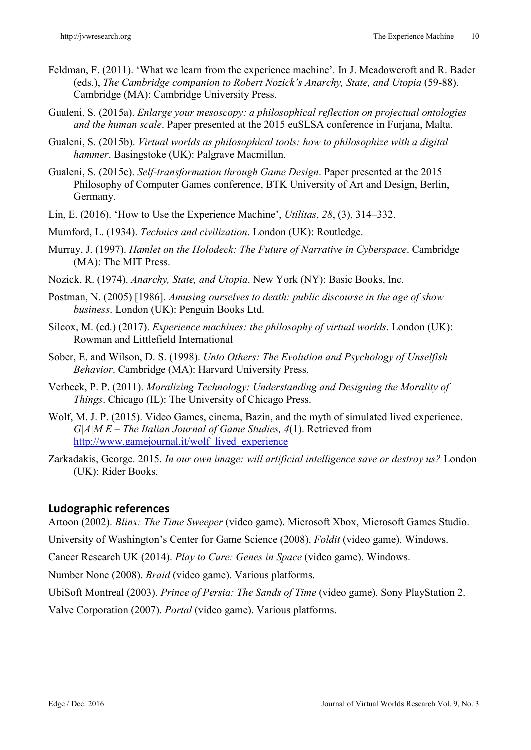Feldman, F. (2011). 'What we learn from the experience machine'. In J. Meadowcroft and R. Bader (eds.), *The Cambridge companion to Robert Nozick's Anarchy, State, and Utopia* (59-88). Cambridge (MA): Cambridge University Press.

Gualeni, S. (2015a). *Enlarge your mesoscopy: a philosophical reflection on projectual ontologies and the human scale*. Paper presented at the 2015 euSLSA conference in Furjana, Malta.

Gualeni, S. (2015b). *Virtual worlds as philosophical tools: how to philosophize with a digital hammer*. Basingstoke (UK): Palgrave Macmillan.

Gualeni, S. (2015c). *Self-transformation through Game Design*. Paper presented at the 2015 Philosophy of Computer Games conference, BTK University of Art and Design, Berlin, Germany.

Lin, E. (2016). 'How to Use the Experience Machine', *Utilitas, 28*, (3), 314–332.

Mumford, L. (1934). *Technics and civilization*. London (UK): Routledge.

Murray, J. (1997). *Hamlet on the Holodeck: The Future of Narrative in Cyberspace*. Cambridge (MA): The MIT Press.

Nozick, R. (1974). *Anarchy, State, and Utopia*. New York (NY): Basic Books, Inc.

Postman, N. (2005) [1986]. *Amusing ourselves to death: public discourse in the age of show business*. London (UK): Penguin Books Ltd.

Silcox, M. (ed.) (2017). *Experience machines: the philosophy of virtual worlds*. London (UK): Rowman and Littlefield International

Sober, E. and Wilson, D. S. (1998). *Unto Others: The Evolution and Psychology of Unselfish Behavior*. Cambridge (MA): Harvard University Press.

Verbeek, P. P. (2011). *Moralizing Technology: Understanding and Designing the Morality of Things*. Chicago (IL): The University of Chicago Press.

Wolf, M. J. P. (2015). Video Games, cinema, Bazin, and the myth of simulated lived experience. *G|A|M|E – The Italian Journal of Game Studies, 4*(1). Retrieved from http://www.gamejournal.it/wolf_lived_experience

Zarkadakis, George. 2015. *In our own image: will artificial intelligence save or destroy us?* London (UK): Rider Books.

## Ludographic references

Artoon (2002). *Blinx: The Time Sweeper* (video game). Microsoft Xbox, Microsoft Games Studio.

University of Washington's Center for Game Science (2008). *Foldit* (video game). Windows.

Cancer Research UK (2014). *Play to Cure: Genes in Space* (video game). Windows.

Number None (2008). *Braid* (video game). Various platforms.

UbiSoft Montreal (2003). *Prince of Persia: The Sands of Time* (video game). Sony PlayStation 2.

Valve Corporation (2007). *Portal* (video game). Various platforms.